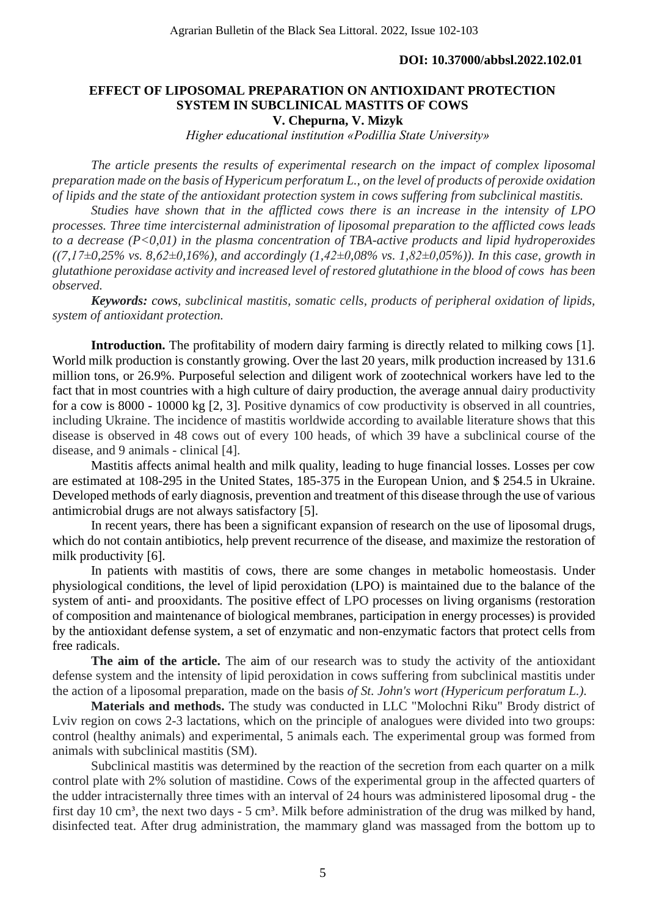**DOI: 10.37000/abbsl.2022.102.01**

# EFFECT OF LIPOSOMAL PREPARATION ON ANTIOXIDANT PROTECTION SYSTEM IN SUBCLINICAL MASTITS OF COWS

**V. Chepurna, V. Mizyk**

*Higher educational institution «Podillia State University»*

*The article presents the results of experimental research on the impact of complex liposomal preparation made on the basis of Hypericum perforatum L., on the level of products of peroxide oxidation of lipids and the state of the antioxidant protection system in cows suffering from subclinical mastitis.*

*Studies have shown that in the afflicted cows there is an increase in the intensity of LPO processes. Three time intercisternal administration of liposomal preparation to the afflicted cows leads to a decrease (P<0,01) in the plasma concentration of TBA-active products and lipid hydroperoxides ((7,17±0,25% vs. 8,62±0,16%), and accordingly (1,42±0,08% vs. 1,82±0,05%)). In this case, growth in glutathione peroxidase activity and increased level of restored glutathione in the blood of cows has been observed.*

***Keywords:*** *cows, subclinical mastitis, somatic cells, products of peripheral oxidation of lipids, system of antioxidant protection.*

**Introduction.** The profitability of modern dairy farming is directly related to milking cows [1]. World milk production is constantly growing. Over the last 20 years, milk production increased by 131.6 million tons, or 26.9%. Purposeful selection and diligent work of zootechnical workers have led to the fact that in most countries with a high culture of dairy production, the average annual dairy productivity for a cow is 8000 - 10000 kg [2, 3]. Positive dynamics of cow productivity is observed in all countries, including Ukraine. The incidence of mastitis worldwide according to available literature shows that this disease is observed in 48 cows out of every 100 heads, of which 39 have a subclinical course of the disease, and 9 animals - clinical [4].

Mastitis affects animal health and milk quality, leading to huge financial losses. Losses per cow are estimated at 108-295 in the United States, 185-375 in the European Union, and $ 254.5 in Ukraine. Developed methods of early diagnosis, prevention and treatment of this disease through the use of various antimicrobial drugs are not always satisfactory [5].

In recent years, there has been a significant expansion of research on the use of liposomal drugs, which do not contain antibiotics, help prevent recurrence of the disease, and maximize the restoration of milk productivity [6].

In patients with mastitis of cows, there are some changes in metabolic homeostasis. Under physiological conditions, the level of lipid peroxidation (LPO) is maintained due to the balance of the system of anti- and prooxidants. The positive effect of LPO processes on living organisms (restoration of composition and maintenance of biological membranes, participation in energy processes) is provided by the antioxidant defense system, a set of enzymatic and non-enzymatic factors that protect cells from free radicals.

**The aim of the article.** The aim of our research was to study the activity of the antioxidant defense system and the intensity of lipid peroxidation in cows suffering from subclinical mastitis under the action of a liposomal preparation, made on the basis *of St. John's wort (Hypericum perforatum L.).*

**Materials and methods.** The study was conducted in LLC "Molochni Riku" Brody district of Lviv region on cows 2-3 lactations, which on the principle of analogues were divided into two groups: control (healthy animals) and experimental, 5 animals each. The experimental group was formed from animals with subclinical mastitis (SM).

Subclinical mastitis was determined by the reaction of the secretion from each quarter on a milk control plate with 2% solution of mastidine. Cows of the experimental group in the affected quarters of the udder intracisternally three times with an interval of 24 hours was administered liposomal drug - the first day 10 cm³, the next two days - 5 cm³. Milk before administration of the drug was milked by hand, disinfected teat. After drug administration, the mammary gland was massaged from the bottom up to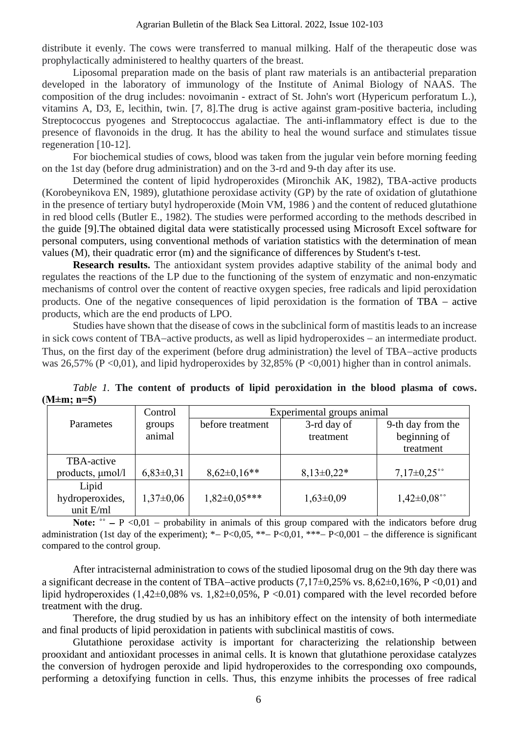distribute it evenly. The cows were transferred to manual milking. Half of the therapeutic dose was prophylactically administered to healthy quarters of the breast.

Liposomal preparation made on the basis of plant raw materials is an antibacterial preparation developed in the laboratory of immunology of the Institute of Animal Biology of NAAS. The composition of the drug includes: novoimanin - extract of St. John's wort (Hypericum perforatum L.), vitamins A, D3, E, lecithin, twin. [7, 8].The drug is active against gram-positive bacteria, including Streptococcus pyogenes and Streptococcus agalactiae. The anti-inflammatory effect is due to the presence of flavonoids in the drug. It has the ability to heal the wound surface and stimulates tissue regeneration [10-12].

For biochemical studies of cows, blood was taken from the jugular vein before morning feeding on the 1st day (before drug administration) and on the 3-rd and 9-th day after its use.

Determined the content of lipid hydroperoxides (Mironchik AK, 1982), TBA-active products (Korobeynikova EN, 1989), glutathione peroxidase activity (GP) by the rate of oxidation of glutathione in the presence of tertiary butyl hydroperoxide (Moin VM, 1986 ) and the content of reduced glutathione in red blood cells (Butler E., 1982). The studies were performed according to the methods described in the guide [9].The obtained digital data were statistically processed using Microsoft Excel software for personal computers, using conventional methods of variation statistics with the determination of mean values (M), their quadratic error (m) and the significance of differences by Student's t-test.

**Research results.** The antioxidant system provides adaptive stability of the animal body and regulates the reactions of the LP due to the functioning of the system of enzymatic and non-enzymatic mechanisms of control over the content of reactive oxygen species, free radicals and lipid peroxidation products. One of the negative consequences of lipid peroxidation is the formation of TBA – active products, which are the end products of LPO.

Studies have shown that the disease of cows in the subclinical form of mastitis leads to an increase in sick cows content of TBA–active products, as well as lipid hydroperoxides – an intermediate product. Thus, on the first day of the experiment (before drug administration) the level of TBA–active products was 26,57% ($P < 0,01$), and lipid hydroperoxides by 32,85% ($P < 0,001$) higher than in control animals.

*Table 1.* **The content of products of lipid peroxidation in the blood plasma of cows. (M±m; n=5)**

| Parametes | Control groups animal | Experimental groups animal | | |
|---|---|---|---|---|
| | | before treatment | 3-rd day of treatment | 9-th day from the beginning of treatment |
| TBA-active products, μmol/l | 6,83±0,31 | 8,62±0,16** | 8,13±0,22* | 7,17±0,25°° |
| Lipid hydroperoxides, unit E/ml | 1,37±0,06 | 1,82±0,05*** | 1,63±0,09 | 1,42±0,08°° |

**Note:** °° – $P < 0,01$ – probability in animals of this group compared with the indicators before drug administration (1st day of the experiment); *– $P<0,05$, **– $P<0,01$, ***– $P<0,001$ – the difference is significant compared to the control group.

After intracisternal administration to cows of the studied liposomal drug on the 9th day there was a significant decrease in the content of TBA–active products (7,17±0,25% vs. 8,62±0,16%, $P < 0,01$) and lipid hydroperoxides (1,42±0,08% vs. 1,82±0,05%, $P < 0.01$) compared with the level recorded before treatment with the drug.

Therefore, the drug studied by us has an inhibitory effect on the intensity of both intermediate and final products of lipid peroxidation in patients with subclinical mastitis of cows.

Glutathione peroxidase activity is important for characterizing the relationship between prooxidant and antioxidant processes in animal cells. It is known that glutathione peroxidase catalyzes the conversion of hydrogen peroxide and lipid hydroperoxides to the corresponding oxo compounds, performing a detoxifying function in cells. Thus, this enzyme inhibits the processes of free radical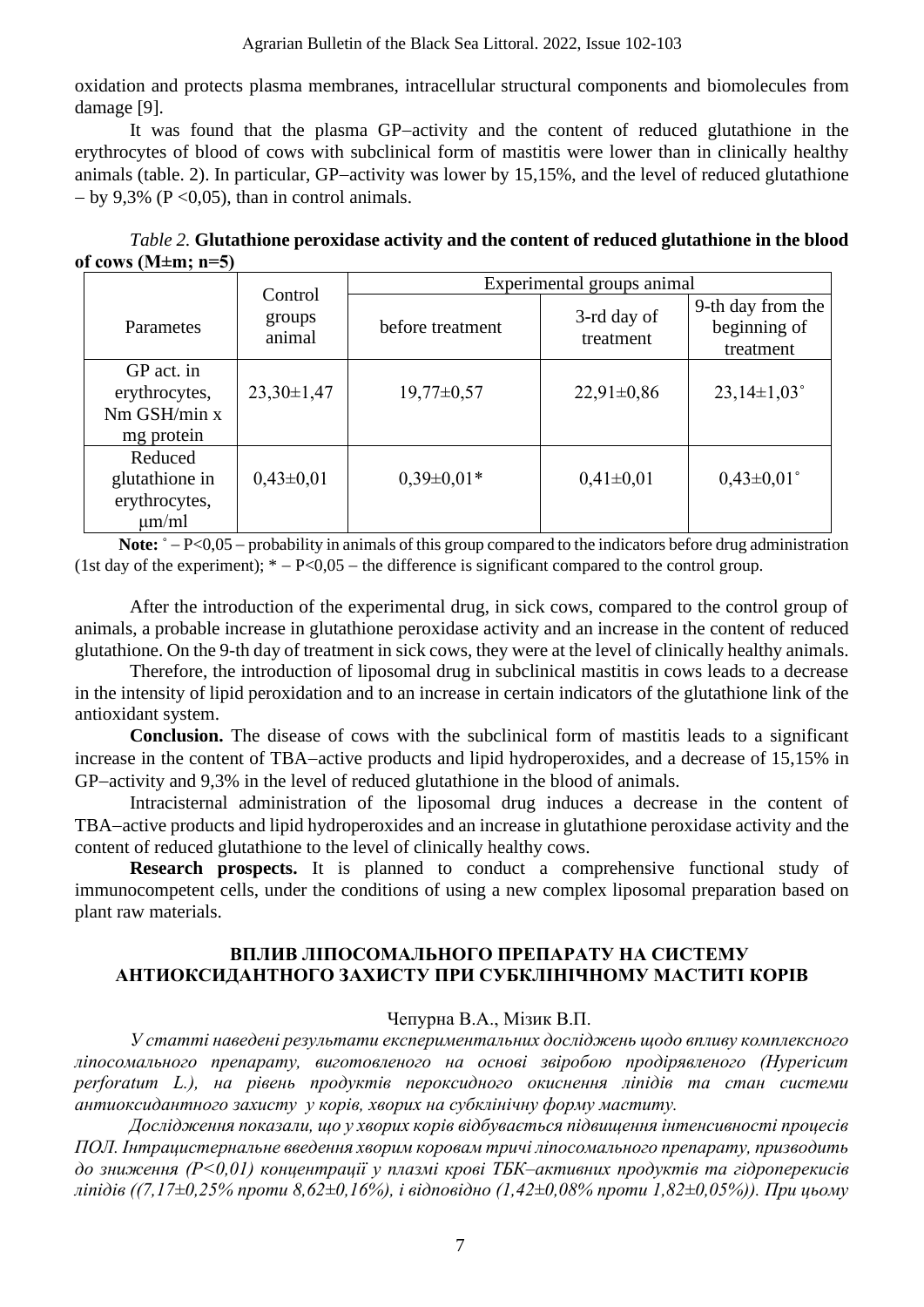oxidation and protects plasma membranes, intracellular structural components and biomolecules from damage [9].

It was found that the plasma GP–activity and the content of reduced glutathione in the erythrocytes of blood of cows with subclinical form of mastitis were lower than in clinically healthy animals (table. 2). In particular, GP–activity was lower by 15,15%, and the level of reduced glutathione – by 9,3% ($P < 0,05$), than in control animals.

*Table 2.* **Glutathione peroxidase activity and the content of reduced glutathione in the blood of cows (M±m; n=5)**

| Parametes | Control groups animal | Experimental groups animal | | |
|---|---|---|---|---|
| | | before treatment | 3-rd day of treatment | 9-th day from the beginning of treatment |
| GP act. in erythrocytes, Nm GSH/min x mg protein | 23,30±1,47 | 19,77±0,57 | 22,91±0,86 | 23,14±1,03˚ |
| Reduced glutathione in erythrocytes, μm/ml | 0,43±0,01 | 0,39±0,01* | 0,41±0,01 | 0,43±0,01˚ |

**Note:** ˚ – P<0,05 – probability in animals of this group compared to the indicators before drug administration (1st day of the experiment); * – P<0,05 – the difference is significant compared to the control group.

After the introduction of the experimental drug, in sick cows, compared to the control group of animals, a probable increase in glutathione peroxidase activity and an increase in the content of reduced glutathione. On the 9-th day of treatment in sick cows, they were at the level of clinically healthy animals.

Therefore, the introduction of liposomal drug in subclinical mastitis in cows leads to a decrease in the intensity of lipid peroxidation and to an increase in certain indicators of the glutathione link of the antioxidant system.

**Conclusion.** The disease of cows with the subclinical form of mastitis leads to a significant increase in the content of TBA–active products and lipid hydroperoxides, and a decrease of 15,15% in GP–activity and 9,3% in the level of reduced glutathione in the blood of animals.

Intracisternal administration of the liposomal drug induces a decrease in the content of TBA–active products and lipid hydroperoxides and an increase in glutathione peroxidase activity and the content of reduced glutathione to the level of clinically healthy cows.

**Research prospects.** It is planned to conduct a comprehensive functional study of immunocompetent cells, under the conditions of using a new complex liposomal preparation based on plant raw materials.

## ВПЛИВ ЛІПОСОМАЛЬНОГО ПРЕПАРАТУ НА СИСТЕМУ АНТИОКСИДАНТНОГО ЗАХИСТУ ПРИ СУБКЛІНІЧНОМУ МАСТИТІ КОРІВ

Чепурна В.А., Мізик В.П.

*У статті наведені результати експериментальних досліджень щодо впливу комплексного ліпосомального препарату, виготовленого на основі звіробою продірявленого (Hypericum perforatum L.), на рівень продуктів пероксидного окиснення ліпідів та стан системи антиоксидантного захисту у корів, хворих на субклінічну форму маститу.*

*Дослідження показали, що у хворих корів відбувається підвищення інтенсивності процесів ПОЛ. Інтрацистернальне введення хворим коровам тричі ліпосомального препарату, призводить до зниження (P<0,01) концентрації у плазмі крові ТБК–активних продуктів та гідроперекисів ліпідів ((7,17±0,25% проти 8,62±0,16%), і відповідно (1,42±0,08% проти 1,82±0,05%)). При цьому*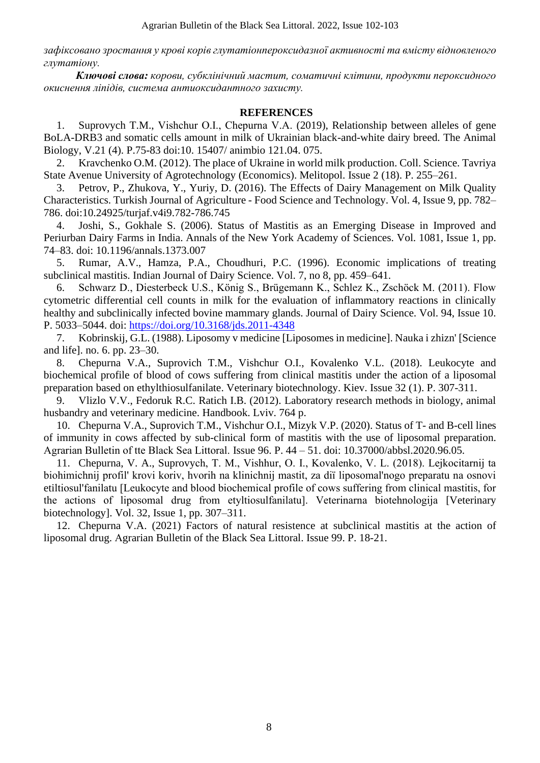*зафіксовано зростання у крові корів глутатіонпероксидазної активності та вмісту відновленого глутатіону.*

***Ключові слова:*** *корови, субклінічний мастит, соматичні клітини, продукти пероксидного окиснення ліпідів, система антиоксидантного захисту.*

## REFERENCES

1. Suprovych T.M., Vishchur O.I., Chepurna V.A. (2019), Relationship between alleles of gene BoLA-DRB3 and somatic cells amount in milk of Ukrainian black-and-white dairy breed. The Animal Biology, V.21 (4). P.75-83 doi:10. 15407/ animbio 121.04. 075.
2. Kravchenko O.M. (2012). The place of Ukraine in world milk production. Coll. Science. Tavriya State Avenue University of Agrotechnology (Economics). Melitopol. Issue 2 (18). P. 255–261.
3. Petrov, P., Zhukova, Y., Yuriy, D. (2016). The Effects of Dairy Management on Milk Quality Characteristics. Turkish Journal of Agriculture - Food Science and Technology. Vol. 4, Issue 9, pp. 782–786. doi:10.24925/turjaf.v4i9.782-786.745
4. Joshi, S., Gokhale S. (2006). Status of Mastitis as an Emerging Disease in Improved and Periurban Dairy Farms in India. Annals of the New York Academy of Sciences. Vol. 1081, Issue 1, pp. 74–83. doi: 10.1196/annals.1373.007
5. Rumar, A.V., Hamza, P.A., Choudhuri, P.C. (1996). Economic implications of treating subclinical mastitis. Indian Journal of Dairy Science. Vol. 7, no 8, pp. 459–641.
6. Schwarz D., Diesterbeck U.S., König S., Brügemann K., Schlez K., Zschöck M. (2011). Flow cytometric differential cell counts in milk for the evaluation of inflammatory reactions in clinically healthy and subclinically infected bovine mammary glands. Journal of Dairy Science. Vol. 94, Issue 10. P. 5033–5044. doi: https://doi.org/10.3168/jds.2011-4348
7. Kobrinskij, G.L. (1988). Liposomy v medicine [Liposomes in medicine]. Nauka i zhizn' [Science and life]. no. 6. pp. 23–30.
8. Chepurna V.A., Suprovich T.M., Vishchur O.I., Kovalenko V.L. (2018). Leukocyte and biochemical profile of blood of cows suffering from clinical mastitis under the action of a liposomal preparation based on ethylthiosulfanilate. Veterinary biotechnology. Kiev. Issue 32 (1). P. 307-311.
9. Vlizlo V.V., Fedoruk R.C. Ratich I.B. (2012). Laboratory research methods in biology, animal husbandry and veterinary medicine. Handbook. Lviv. 764 p.
10. Chepurna V.A., Suprovich T.M., Vishchur O.I., Mizyk V.P. (2020). Status of T- and B-cell lines of immunity in cows affected by sub-clinical form of mastitis with the use of liposomal preparation. Agrarian Bulletin of tte Black Sea Littoral. Issue 96. P. 44 – 51. doi: 10.37000/abbsl.2020.96.05.
11. Chepurna, V. A., Suprovych, T. M., Vishhur, O. I., Kovalenko, V. L. (2018). Lejkocitarnij ta biohimichnij profil' krovi koriv, hvorih na klinichnij mastit, za dії liposomal'nogo preparatu na osnovi etiltiosul'fanilatu [Leukocyte and blood biochemical profile of cows suffering from clinical mastitis, for the actions of liposomal drug from etyltiosulfanilatu]. Veterinarna biotehnologija [Veterinary biotechnology]. Vol. 32, Issue 1, pp. 307–311.
12. Chepurna V.A. (2021) Factors of natural resistence at subclinical mastitis at the action of liposomal drug. Agrarian Bulletin of the Black Sea Littoral. Issue 99. P. 18-21.